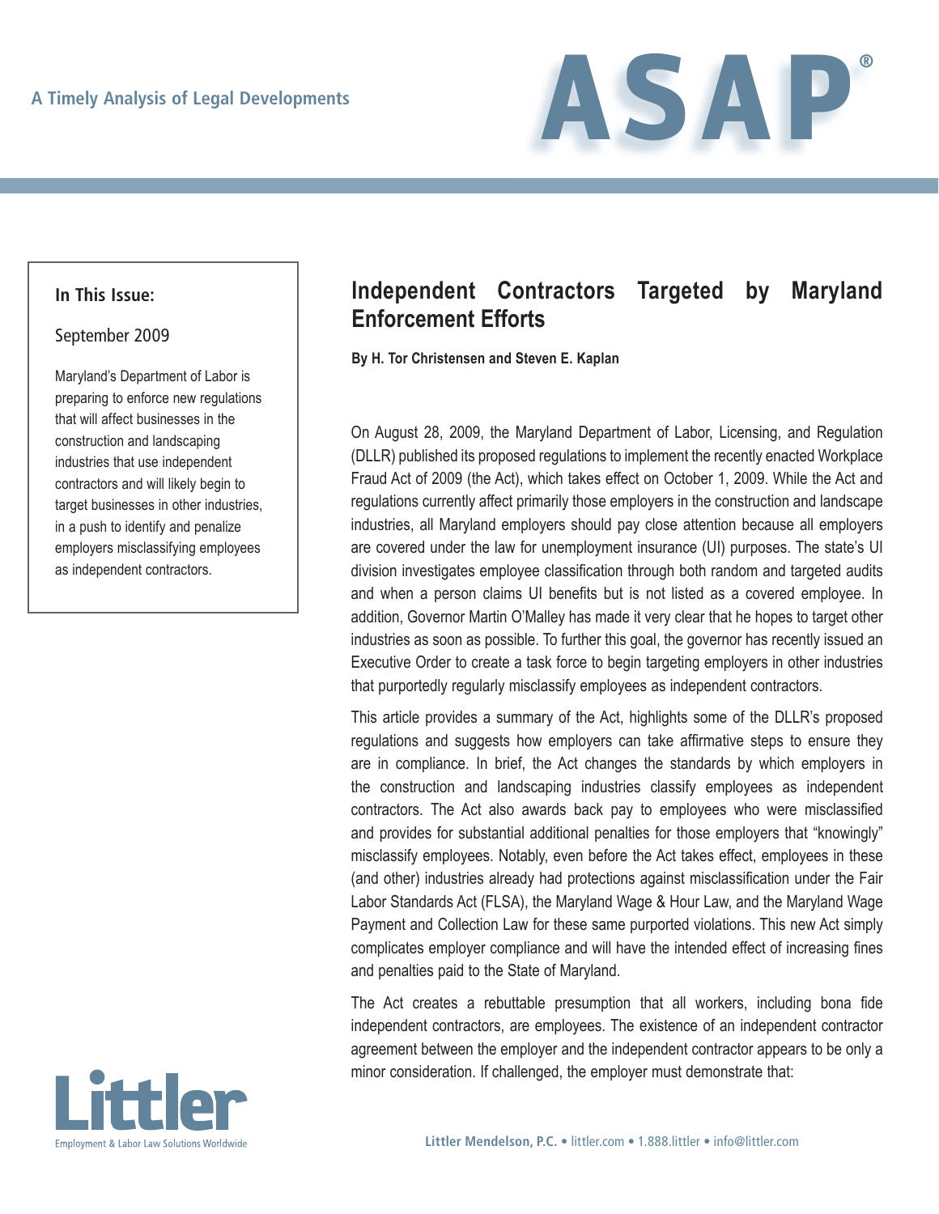A Timely Analysis of Legal Developments

# ASAP®

**In This Issue:**

September 2009

Maryland's Department of Labor is preparing to enforce new regulations that will affect businesses in the construction and landscaping industries that use independent contractors and will likely begin to target businesses in other industries, in a push to identify and penalize employers misclassifying employees as independent contractors.

## Independent Contractors Targeted by Maryland Enforcement Efforts

**By H. Tor Christensen and Steven E. Kaplan**

On August 28, 2009, the Maryland Department of Labor, Licensing, and Regulation (DLLR) published its proposed regulations to implement the recently enacted Workplace Fraud Act of 2009 (the Act), which takes effect on October 1, 2009. While the Act and regulations currently affect primarily those employers in the construction and landscape industries, all Maryland employers should pay close attention because all employers are covered under the law for unemployment insurance (UI) purposes. The state's UI division investigates employee classification through both random and targeted audits and when a person claims UI benefits but is not listed as a covered employee. In addition, Governor Martin O'Malley has made it very clear that he hopes to target other industries as soon as possible. To further this goal, the governor has recently issued an Executive Order to create a task force to begin targeting employers in other industries that purportedly regularly misclassify employees as independent contractors.

This article provides a summary of the Act, highlights some of the DLLR's proposed regulations and suggests how employers can take affirmative steps to ensure they are in compliance. In brief, the Act changes the standards by which employers in the construction and landscaping industries classify employees as independent contractors. The Act also awards back pay to employees who were misclassified and provides for substantial additional penalties for those employers that "knowingly" misclassify employees. Notably, even before the Act takes effect, employees in these (and other) industries already had protections against misclassification under the Fair Labor Standards Act (FLSA), the Maryland Wage & Hour Law, and the Maryland Wage Payment and Collection Law for these same purported violations. This new Act simply complicates employer compliance and will have the intended effect of increasing fines and penalties paid to the State of Maryland.

The Act creates a rebuttable presumption that all workers, including bona fide independent contractors, are employees. The existence of an independent contractor agreement between the employer and the independent contractor appears to be only a minor consideration. If challenged, the employer must demonstrate that: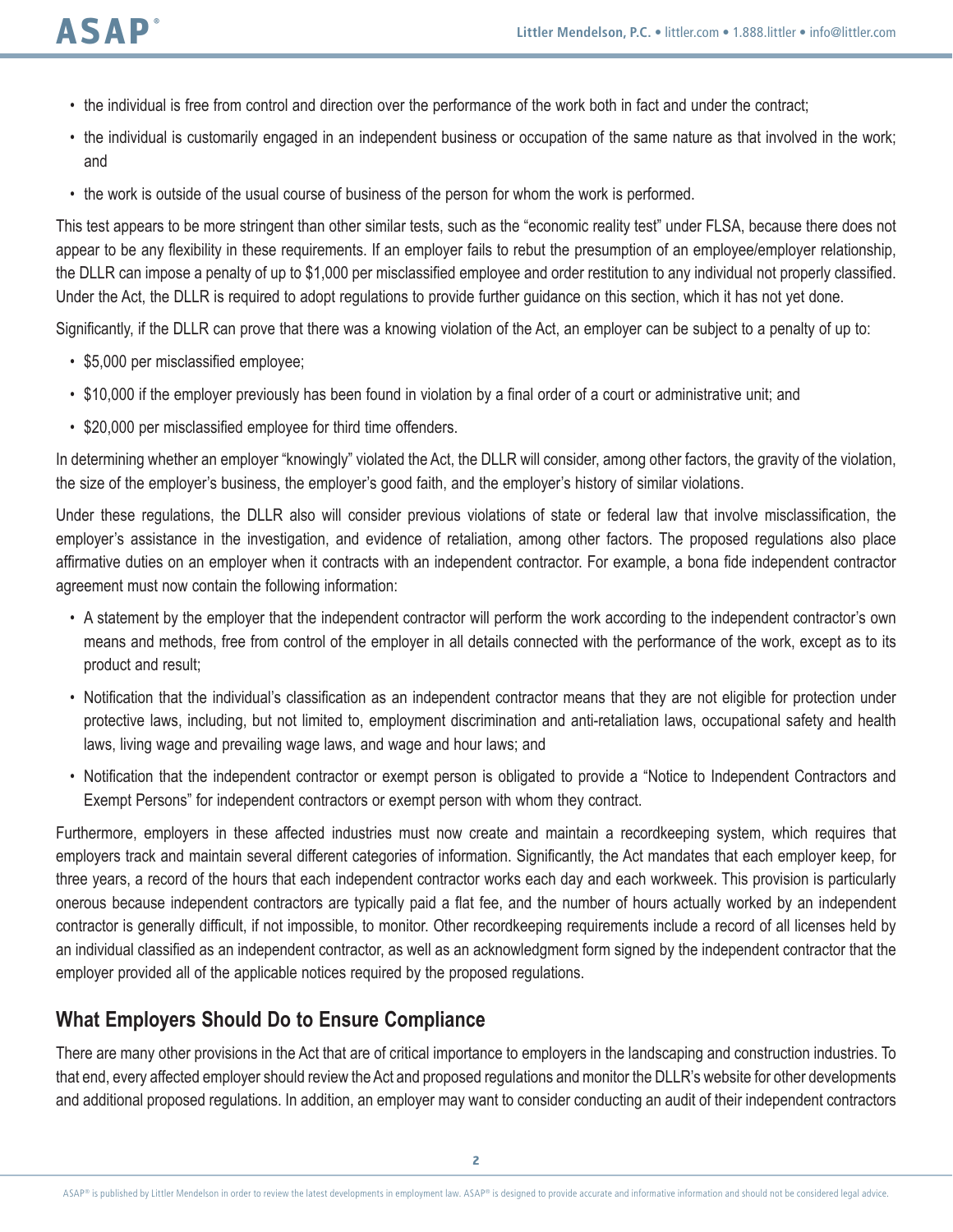- the individual is free from control and direction over the performance of the work both in fact and under the contract;
- the individual is customarily engaged in an independent business or occupation of the same nature as that involved in the work; and
- the work is outside of the usual course of business of the person for whom the work is performed.

This test appears to be more stringent than other similar tests, such as the "economic reality test" under FLSA, because there does not appear to be any flexibility in these requirements. If an employer fails to rebut the presumption of an employee/employer relationship, the DLLR can impose a penalty of up to $1,000 per misclassified employee and order restitution to any individual not properly classified. Under the Act, the DLLR is required to adopt regulations to provide further guidance on this section, which it has not yet done.

Significantly, if the DLLR can prove that there was a knowing violation of the Act, an employer can be subject to a penalty of up to:

- $5,000 per misclassified employee;
- $10,000 if the employer previously has been found in violation by a final order of a court or administrative unit; and
- $20,000 per misclassified employee for third time offenders.

In determining whether an employer "knowingly" violated the Act, the DLLR will consider, among other factors, the gravity of the violation, the size of the employer's business, the employer's good faith, and the employer's history of similar violations.

Under these regulations, the DLLR also will consider previous violations of state or federal law that involve misclassification, the employer's assistance in the investigation, and evidence of retaliation, among other factors. The proposed regulations also place affirmative duties on an employer when it contracts with an independent contractor. For example, a bona fide independent contractor agreement must now contain the following information:

- A statement by the employer that the independent contractor will perform the work according to the independent contractor's own means and methods, free from control of the employer in all details connected with the performance of the work, except as to its product and result;
- Notification that the individual's classification as an independent contractor means that they are not eligible for protection under protective laws, including, but not limited to, employment discrimination and anti-retaliation laws, occupational safety and health laws, living wage and prevailing wage laws, and wage and hour laws; and
- Notification that the independent contractor or exempt person is obligated to provide a "Notice to Independent Contractors and Exempt Persons" for independent contractors or exempt person with whom they contract.

Furthermore, employers in these affected industries must now create and maintain a recordkeeping system, which requires that employers track and maintain several different categories of information. Significantly, the Act mandates that each employer keep, for three years, a record of the hours that each independent contractor works each day and each workweek. This provision is particularly onerous because independent contractors are typically paid a flat fee, and the number of hours actually worked by an independent contractor is generally difficult, if not impossible, to monitor. Other recordkeeping requirements include a record of all licenses held by an individual classified as an independent contractor, as well as an acknowledgment form signed by the independent contractor that the employer provided all of the applicable notices required by the proposed regulations.

## What Employers Should Do to Ensure Compliance

There are many other provisions in the Act that are of critical importance to employers in the landscaping and construction industries. To that end, every affected employer should review the Act and proposed regulations and monitor the DLLR's website for other developments and additional proposed regulations. In addition, an employer may want to consider conducting an audit of their independent contractors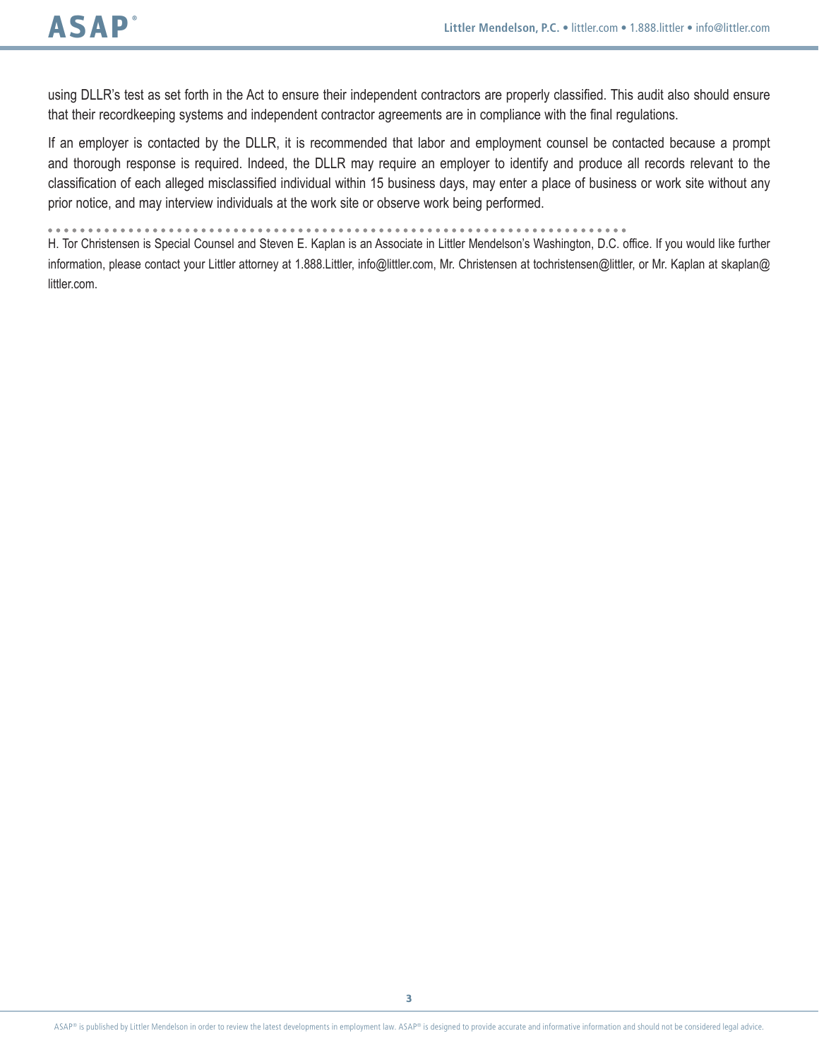using DLLR's test as set forth in the Act to ensure their independent contractors are properly classified. This audit also should ensure that their recordkeeping systems and independent contractor agreements are in compliance with the final regulations.

If an employer is contacted by the DLLR, it is recommended that labor and employment counsel be contacted because a prompt and thorough response is required. Indeed, the DLLR may require an employer to identify and produce all records relevant to the classification of each alleged misclassified individual within 15 business days, may enter a place of business or work site without any prior notice, and may interview individuals at the work site or observe work being performed.

---

H. Tor Christensen is Special Counsel and Steven E. Kaplan is an Associate in Littler Mendelson's Washington, D.C. office. If you would like further information, please contact your Littler attorney at 1.888.Littler, info@littler.com, Mr. Christensen at tochristensen@littler, or Mr. Kaplan at skaplan@littler.com.